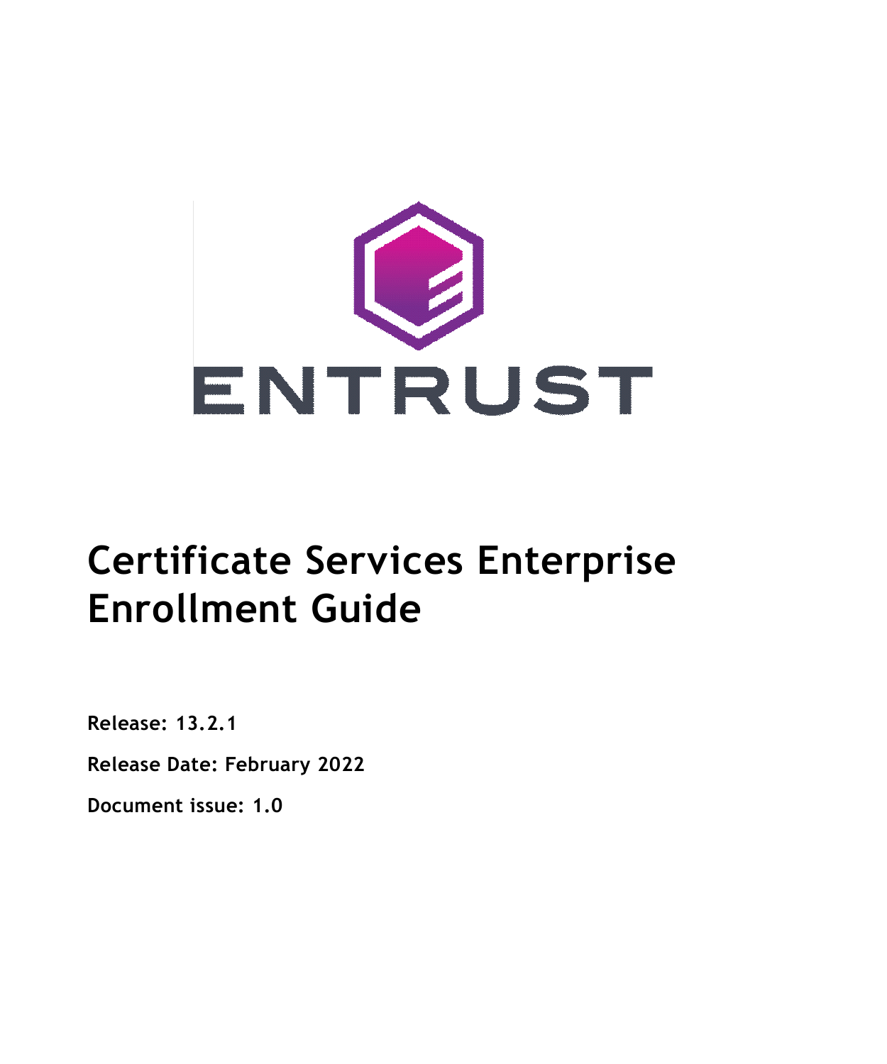# Certificate Services Enterprise Enrollment Guide

**Release: 13.2.1**

**Release Date: February 2022**

**Document issue: 1.0**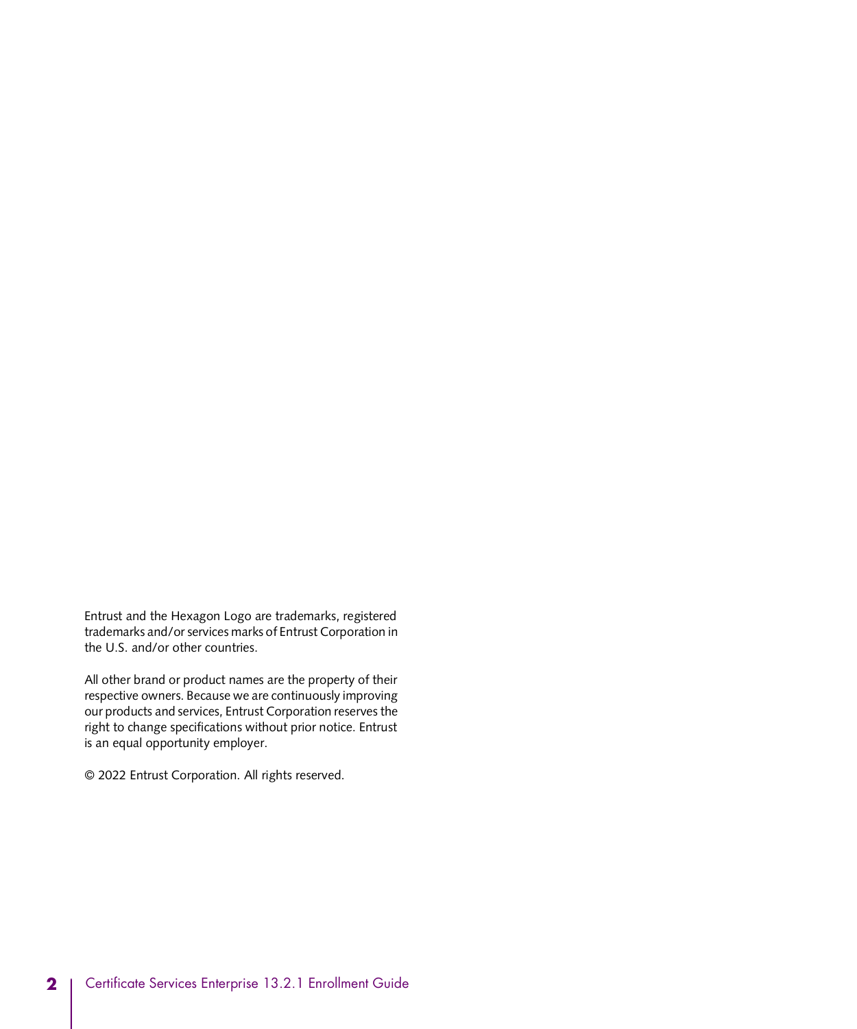Entrust and the Hexagon Logo are trademarks, registered trademarks and/or services marks of Entrust Corporation in the U.S. and/or other countries.

All other brand or product names are the property of their respective owners. Because we are continuously improving our products and services, Entrust Corporation reserves the right to change specifications without prior notice. Entrust is an equal opportunity employer.

© 2022 Entrust Corporation. All rights reserved.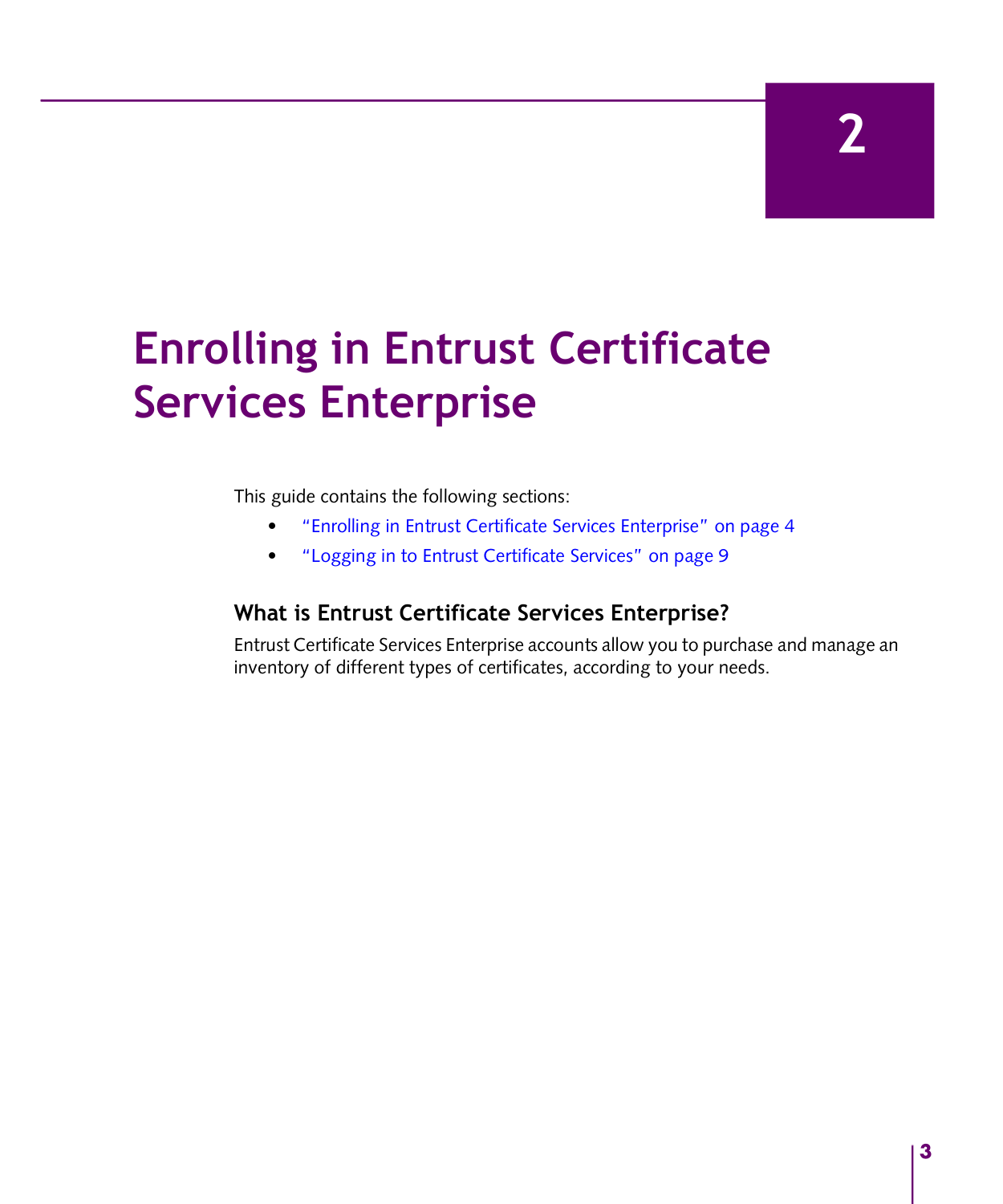# 2

# Enrolling in Entrust Certificate Services Enterprise

This guide contains the following sections:

- "Enrolling in Entrust Certificate Services Enterprise" on page 4
- "Logging in to Entrust Certificate Services" on page 9

## What is Entrust Certificate Services Enterprise?

Entrust Certificate Services Enterprise accounts allow you to purchase and manage an inventory of different types of certificates, according to your needs.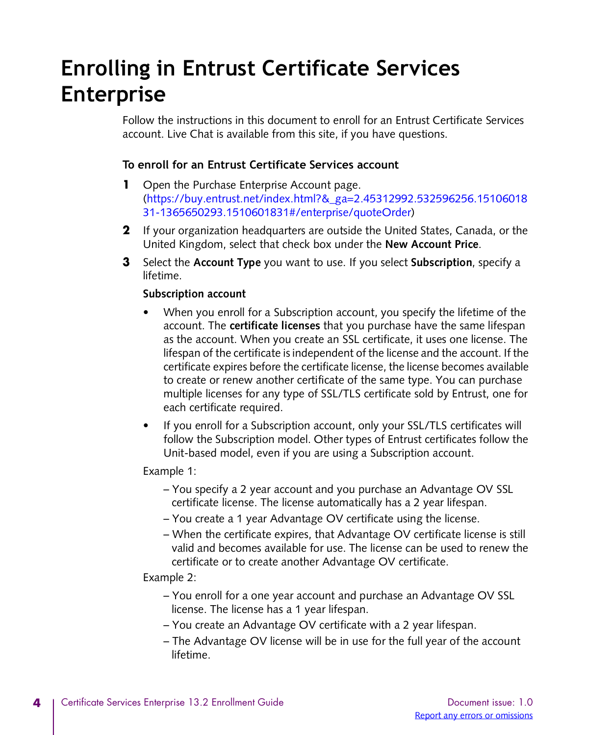# Enrolling in Entrust Certificate Services Enterprise

Follow the instructions in this document to enroll for an Entrust Certificate Services account. Live Chat is available from this site, if you have questions.

**To enroll for an Entrust Certificate Services account**

1. Open the Purchase Enterprise Account page. (https://buy.entrust.net/index.html?&_ga=2.45312992.532596256.1510601831-1365650293.1510601831#/enterprise/quoteOrder)
2. If your organization headquarters are outside the United States, Canada, or the United Kingdom, select that check box under the **New Account Price**.
3. Select the **Account Type** you want to use. If you select **Subscription**, specify a lifetime.

   **Subscription account**

   - When you enroll for a Subscription account, you specify the lifetime of the account. The **certificate licenses** that you purchase have the same lifespan as the account. When you create an SSL certificate, it uses one license. The lifespan of the certificate is independent of the license and the account. If the certificate expires before the certificate license, the license becomes available to create or renew another certificate of the same type. You can purchase multiple licenses for any type of SSL/TLS certificate sold by Entrust, one for each certificate required.
   - If you enroll for a Subscription account, only your SSL/TLS certificates will follow the Subscription model. Other types of Entrust certificates follow the Unit-based model, even if you are using a Subscription account.

   Example 1:

   - You specify a 2 year account and you purchase an Advantage OV SSL certificate license. The license automatically has a 2 year lifespan.
   - You create a 1 year Advantage OV certificate using the license.
   - When the certificate expires, that Advantage OV certificate license is still valid and becomes available for use. The license can be used to renew the certificate or to create another Advantage OV certificate.

   Example 2:

   - You enroll for a one year account and purchase an Advantage OV SSL license. The license has a 1 year lifespan.
   - You create an Advantage OV certificate with a 2 year lifespan.
   - The Advantage OV license will be in use for the full year of the account lifetime.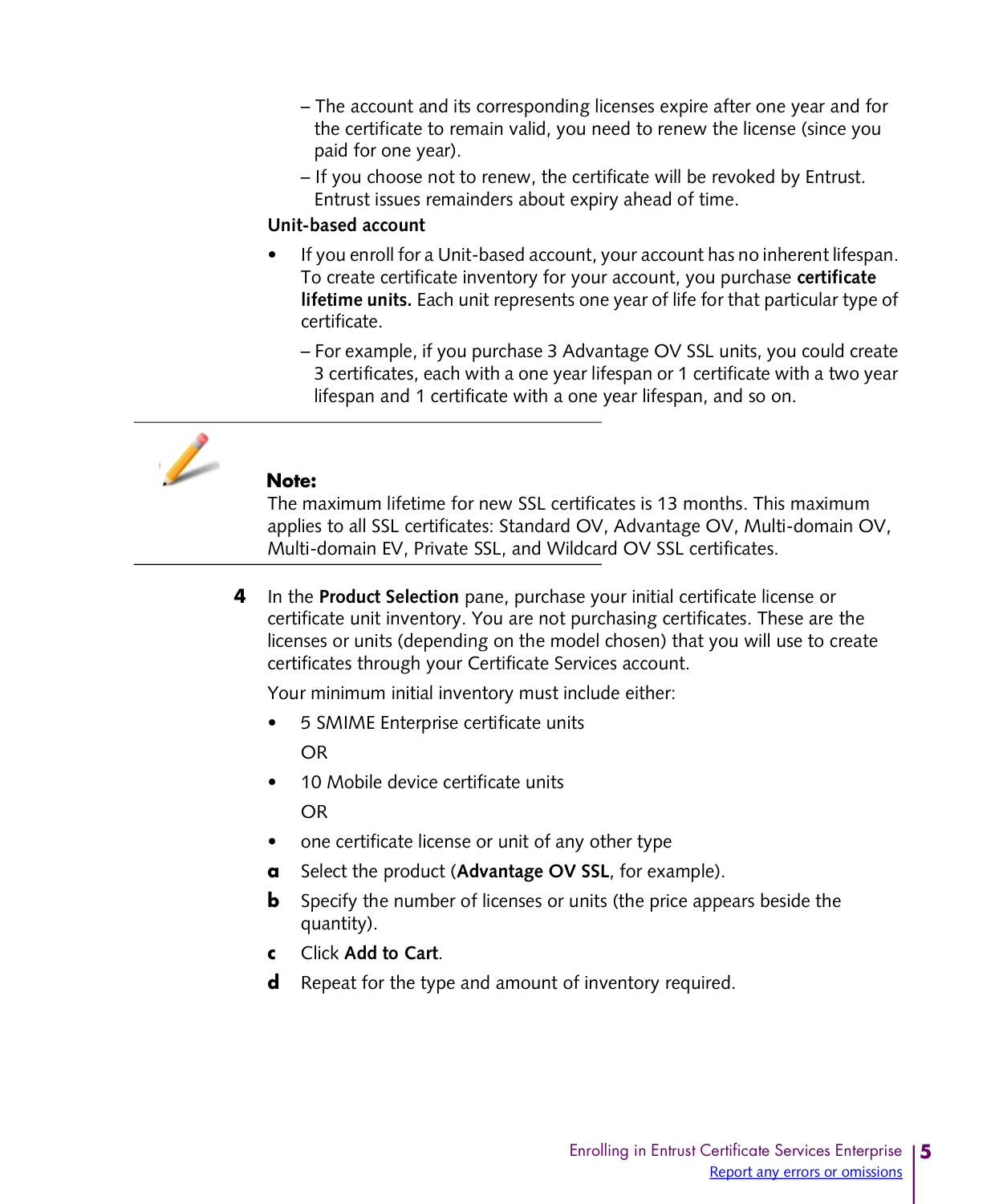- The account and its corresponding licenses expire after one year and for the certificate to remain valid, you need to renew the license (since you paid for one year).
- If you choose not to renew, the certificate will be revoked by Entrust. Entrust issues remainders about expiry ahead of time.

**Unit-based account**

- If you enroll for a Unit-based account, your account has no inherent lifespan. To create certificate inventory for your account, you purchase **certificate lifetime units.** Each unit represents one year of life for that particular type of certificate.
  - For example, if you purchase 3 Advantage OV SSL units, you could create 3 certificates, each with a one year lifespan or 1 certificate with a two year lifespan and 1 certificate with a one year lifespan, and so on.

---

**Note:**
The maximum lifetime for new SSL certificates is 13 months. This maximum applies to all SSL certificates: Standard OV, Advantage OV, Multi-domain OV, Multi-domain EV, Private SSL, and Wildcard OV SSL certificates.

---

4 In the **Product Selection** pane, purchase your initial certificate license or certificate unit inventory. You are not purchasing certificates. These are the licenses or units (depending on the model chosen) that you will use to create certificates through your Certificate Services account.

   Your minimum initial inventory must include either:

   - 5 SMIME Enterprise certificate units

     OR

   - 10 Mobile device certificate units

     OR

   - one certificate license or unit of any other type

   a Select the product (**Advantage OV SSL**, for example).

   b Specify the number of licenses or units (the price appears beside the quantity).

   c Click **Add to Cart**.

   d Repeat for the type and amount of inventory required.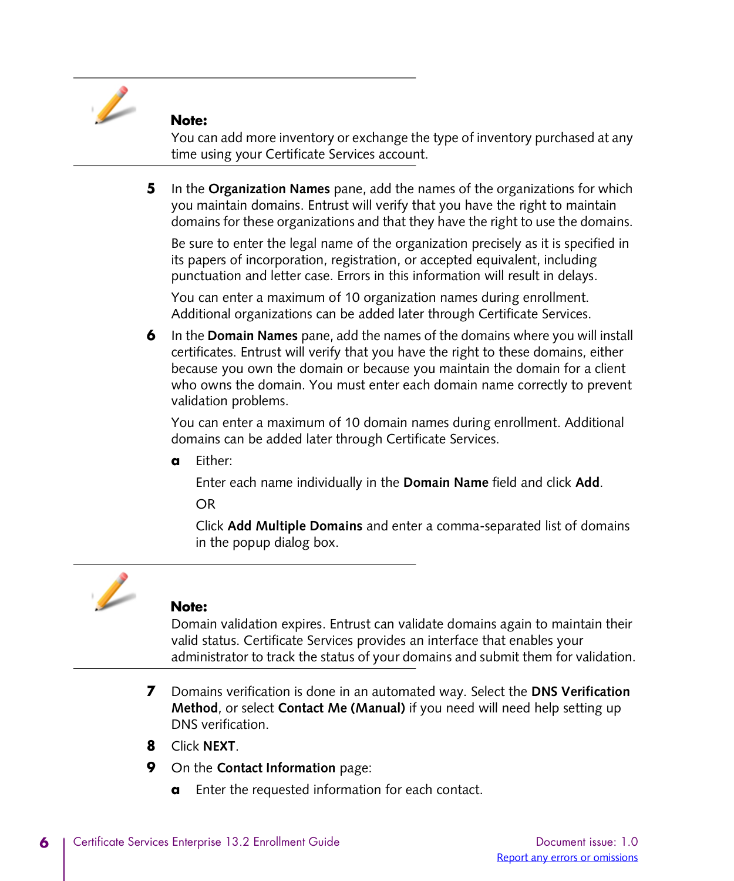**Note:**
You can add more inventory or exchange the type of inventory purchased at any time using your Certificate Services account.

5. In the **Organization Names** pane, add the names of the organizations for which you maintain domains. Entrust will verify that you have the right to maintain domains for these organizations and that they have the right to use the domains.

   Be sure to enter the legal name of the organization precisely as it is specified in its papers of incorporation, registration, or accepted equivalent, including punctuation and letter case. Errors in this information will result in delays.

   You can enter a maximum of 10 organization names during enrollment. Additional organizations can be added later through Certificate Services.

6. In the **Domain Names** pane, add the names of the domains where you will install certificates. Entrust will verify that you have the right to these domains, either because you own the domain or because you maintain the domain for a client who owns the domain. You must enter each domain name correctly to prevent validation problems.

   You can enter a maximum of 10 domain names during enrollment. Additional domains can be added later through Certificate Services.

   a. Either:

      Enter each name individually in the **Domain Name** field and click **Add**.

      OR

      Click **Add Multiple Domains** and enter a comma-separated list of domains in the popup dialog box.

**Note:**
Domain validation expires. Entrust can validate domains again to maintain their valid status. Certificate Services provides an interface that enables your administrator to track the status of your domains and submit them for validation.

7. Domains verification is done in an automated way. Select the **DNS Verification Method**, or select **Contact Me (Manual)** if you need will need help setting up DNS verification.
8. Click **NEXT**.
9. On the **Contact Information** page:

   a. Enter the requested information for each contact.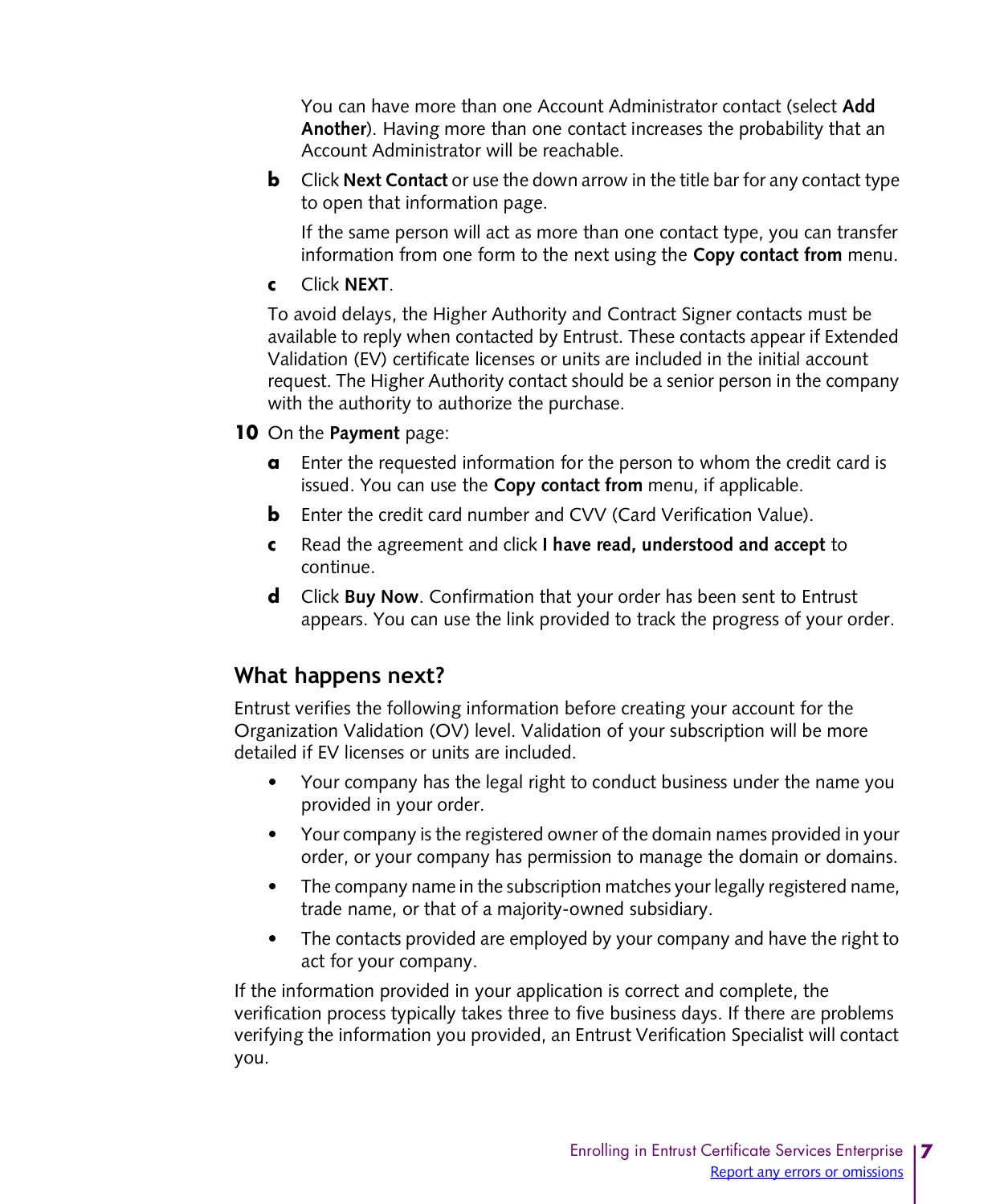You can have more than one Account Administrator contact (select **Add Another**). Having more than one contact increases the probability that an Account Administrator will be reachable.

b. Click **Next Contact** or use the down arrow in the title bar for any contact type to open that information page.

   If the same person will act as more than one contact type, you can transfer information from one form to the next using the **Copy contact from** menu.

c. Click **NEXT**.

To avoid delays, the Higher Authority and Contract Signer contacts must be available to reply when contacted by Entrust. These contacts appear if Extended Validation (EV) certificate licenses or units are included in the initial account request. The Higher Authority contact should be a senior person in the company with the authority to authorize the purchase.

10. On the **Payment** page:

    a. Enter the requested information for the person to whom the credit card is issued. You can use the **Copy contact from** menu, if applicable.

    b. Enter the credit card number and CVV (Card Verification Value).

    c. Read the agreement and click **I have read, understood and accept** to continue.

    d. Click **Buy Now**. Confirmation that your order has been sent to Entrust appears. You can use the link provided to track the progress of your order.

## What happens next?

Entrust verifies the following information before creating your account for the Organization Validation (OV) level. Validation of your subscription will be more detailed if EV licenses or units are included.

- Your company has the legal right to conduct business under the name you provided in your order.
- Your company is the registered owner of the domain names provided in your order, or your company has permission to manage the domain or domains.
- The company name in the subscription matches your legally registered name, trade name, or that of a majority-owned subsidiary.
- The contacts provided are employed by your company and have the right to act for your company.

If the information provided in your application is correct and complete, the verification process typically takes three to five business days. If there are problems verifying the information you provided, an Entrust Verification Specialist will contact you.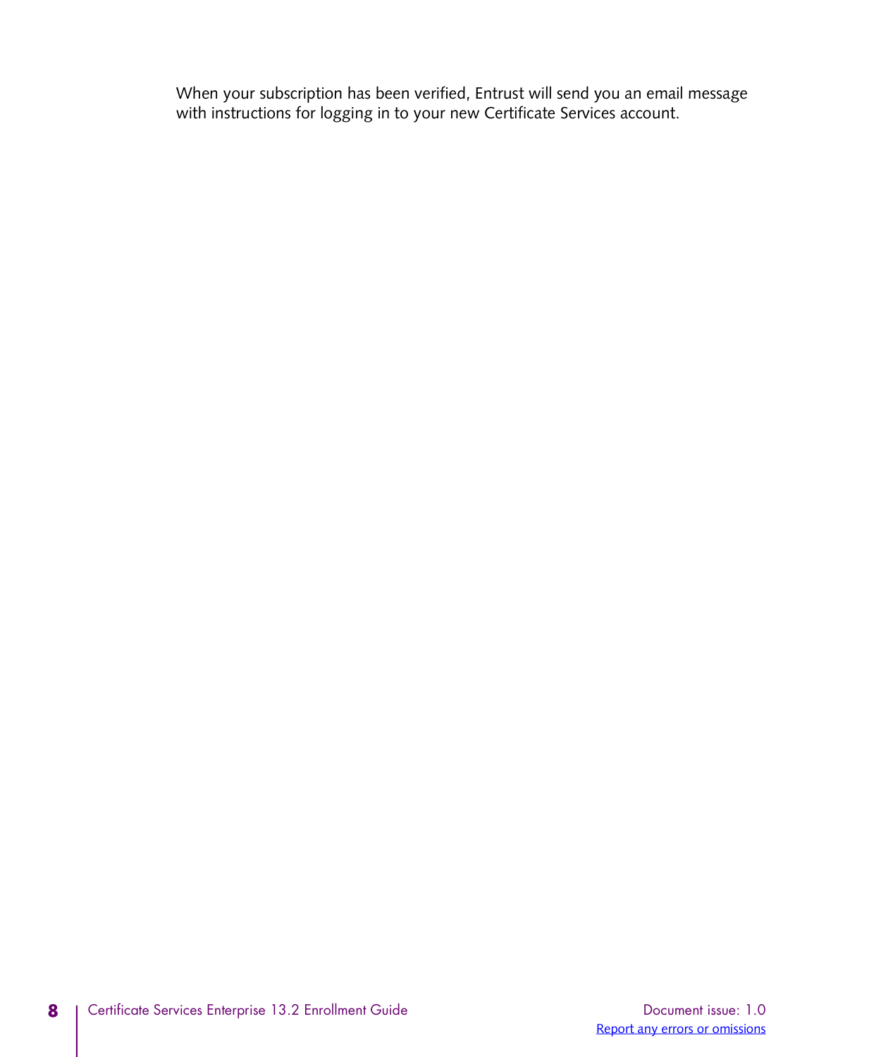When your subscription has been verified, Entrust will send you an email message with instructions for logging in to your new Certificate Services account.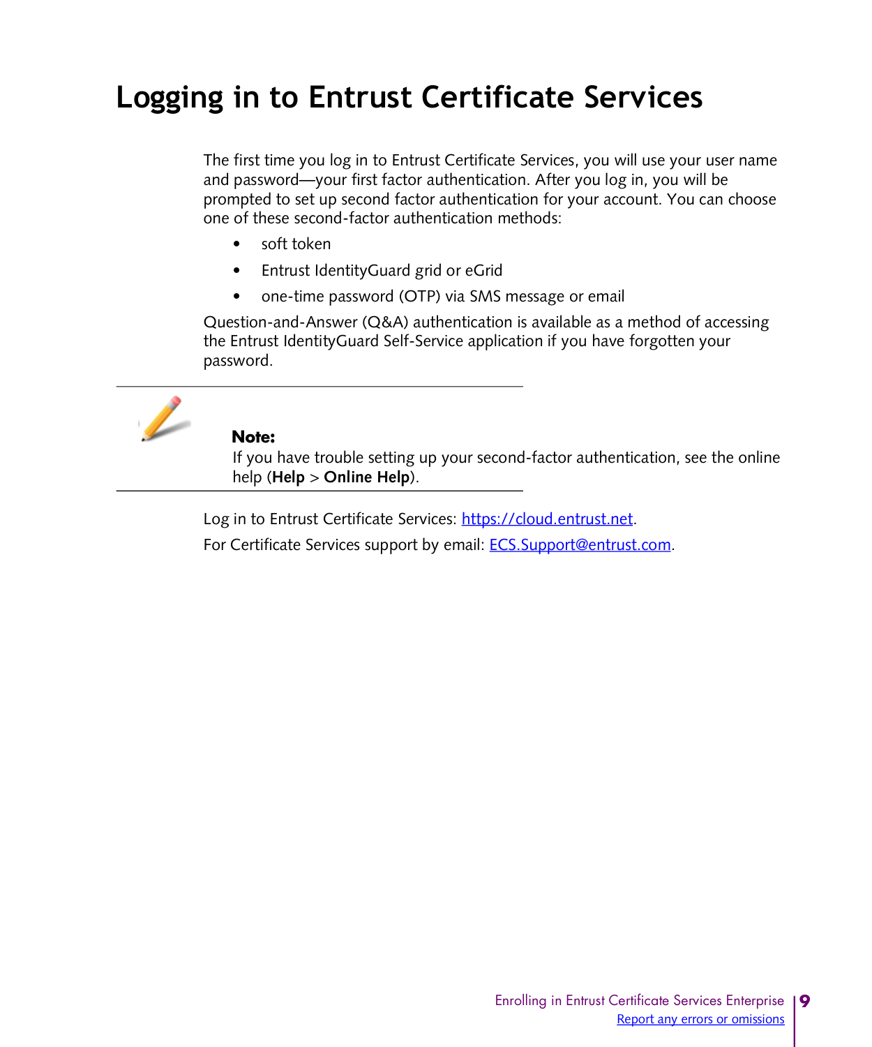# Logging in to Entrust Certificate Services

The first time you log in to Entrust Certificate Services, you will use your user name and password—your first factor authentication. After you log in, you will be prompted to set up second factor authentication for your account. You can choose one of these second-factor authentication methods:

- soft token
- Entrust IdentityGuard grid or eGrid
- one-time password (OTP) via SMS message or email

Question-and-Answer (Q&A) authentication is available as a method of accessing the Entrust IdentityGuard Self-Service application if you have forgotten your password.

---

**Note:**
If you have trouble setting up your second-factor authentication, see the online help (**Help** > **Online Help**).

---

Log in to Entrust Certificate Services: https://cloud.entrust.net.

For Certificate Services support by email: ECS.Support@entrust.com.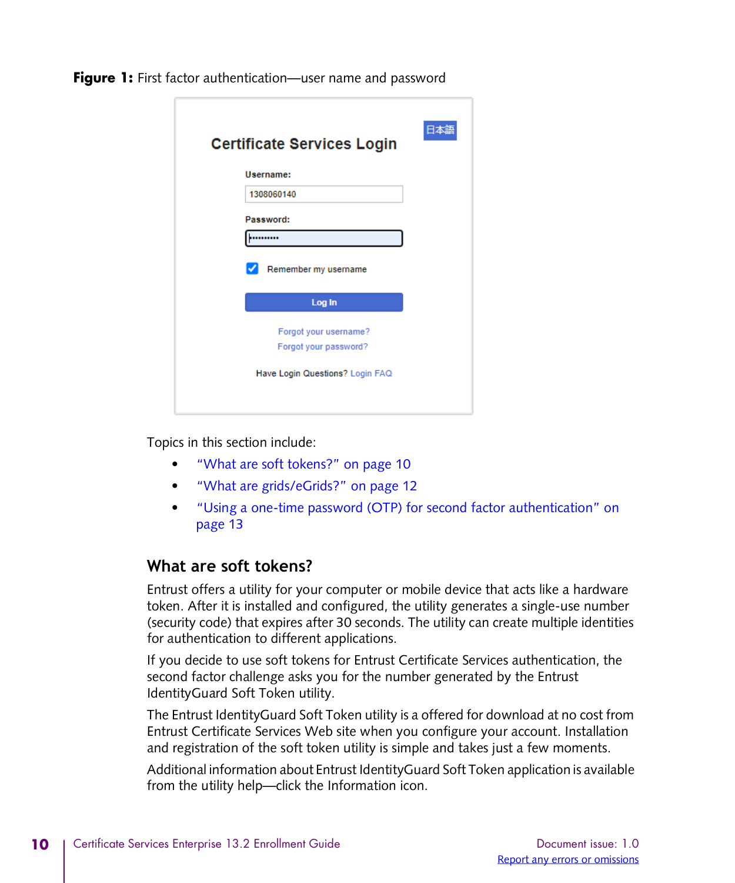**Figure 1:** First factor authentication—user name and password

Topics in this section include:

- "What are soft tokens?" on page 10
- "What are grids/eGrids?" on page 12
- "Using a one-time password (OTP) for second factor authentication" on page 13

## What are soft tokens?

Entrust offers a utility for your computer or mobile device that acts like a hardware token. After it is installed and configured, the utility generates a single-use number (security code) that expires after 30 seconds. The utility can create multiple identities for authentication to different applications.

If you decide to use soft tokens for Entrust Certificate Services authentication, the second factor challenge asks you for the number generated by the Entrust IdentityGuard Soft Token utility.

The Entrust IdentityGuard Soft Token utility is a offered for download at no cost from Entrust Certificate Services Web site when you configure your account. Installation and registration of the soft token utility is simple and takes just a few moments.

Additional information about Entrust IdentityGuard Soft Token application is available from the utility help—click the Information icon.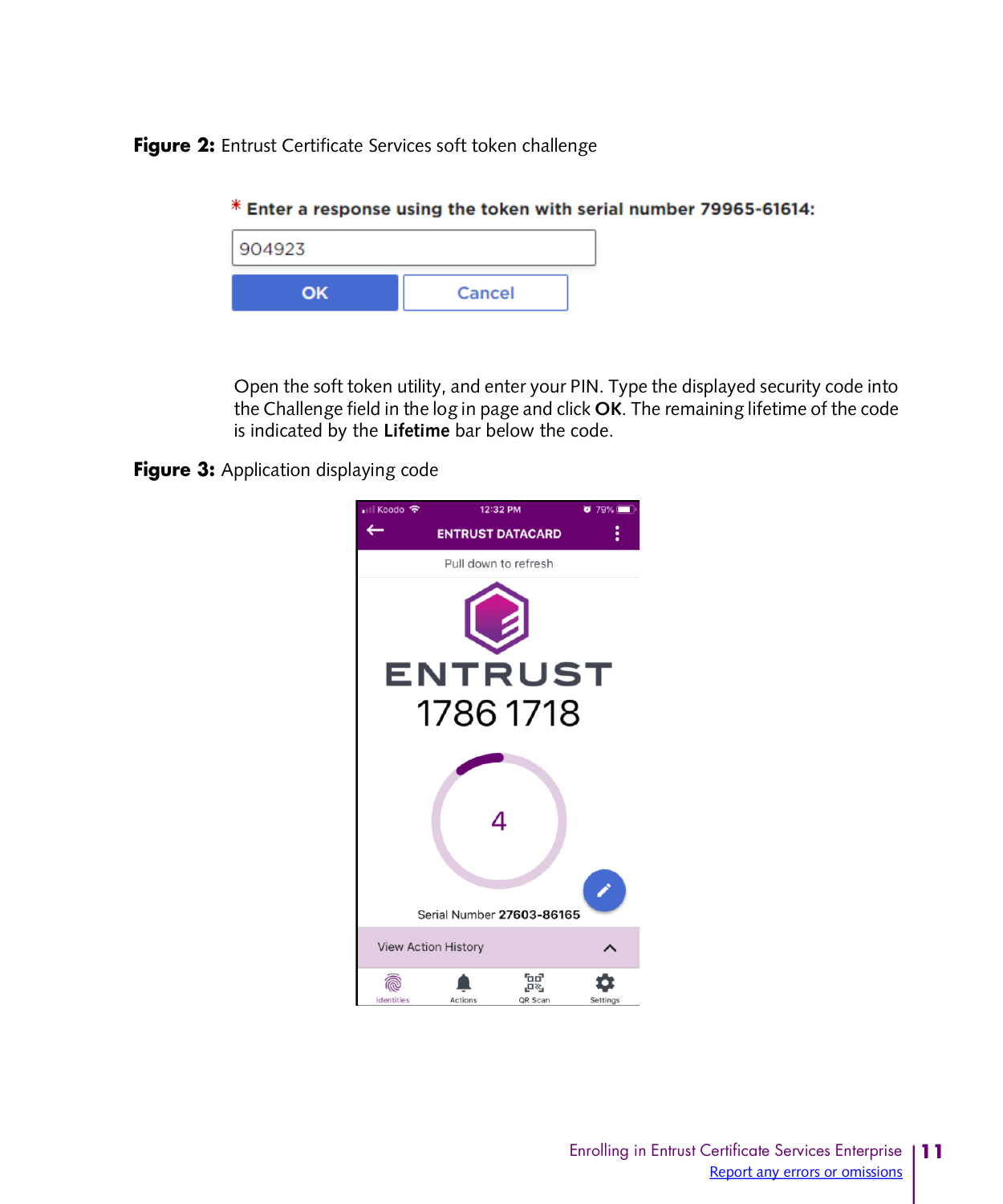**Figure 2:** Entrust Certificate Services soft token challenge

\* **Enter a response using the token with serial number 79965-61614:**

904923

OK    Cancel

Open the soft token utility, and enter your PIN. Type the displayed security code into the Challenge field in the log in page and click **OK**. The remaining lifetime of the code is indicated by the **Lifetime** bar below the code.

**Figure 3:** Application displaying code

Koodo 12:32 PM 79%

ENTRUST DATACARD

Pull down to refresh

ENTRUST

1786 1718

4

Serial Number **27603-86165**

View Action History

Identities  Actions  QR Scan  Settings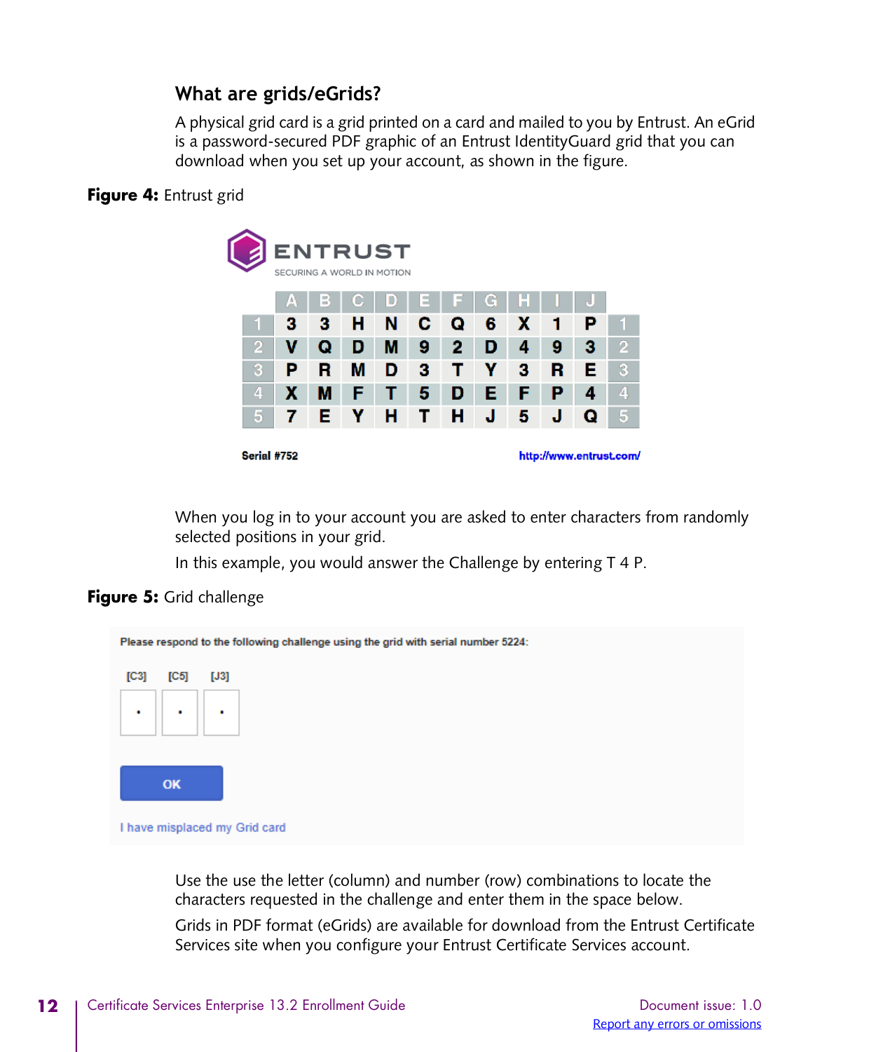## What are grids/eGrids?

A physical grid card is a grid printed on a card and mailed to you by Entrust. An eGrid is a password-secured PDF graphic of an Entrust IdentityGuard grid that you can download when you set up your account, as shown in the figure.

**Figure 4:** Entrust grid

ENTRUST
SECURING A WORLD IN MOTION

| | A | B | C | D | E | F | G | H | I | J | |
|---|---|---|---|---|---|---|---|---|---|---|---|
| 1 | 3 | 3 | H | N | C | Q | 6 | X | 1 | P | 1 |
| 2 | V | Q | D | M | 9 | 2 | D | 4 | 9 | 3 | 2 |
| 3 | P | R | M | D | 3 | T | Y | 3 | R | E | 3 |
| 4 | X | M | F | T | 5 | D | E | F | P | 4 | 4 |
| 5 | 7 | E | Y | H | T | H | J | 5 | J | Q | 5 |

Serial #752 http://www.entrust.com/

When you log in to your account you are asked to enter characters from randomly selected positions in your grid.

In this example, you would answer the Challenge by entering T 4 P.

**Figure 5:** Grid challenge

Please respond to the following challenge using the grid with serial number 5224:

[C3] [C5] [J3]

OK

I have misplaced my Grid card

Use the use the letter (column) and number (row) combinations to locate the characters requested in the challenge and enter them in the space below.

Grids in PDF format (eGrids) are available for download from the Entrust Certificate Services site when you configure your Entrust Certificate Services account.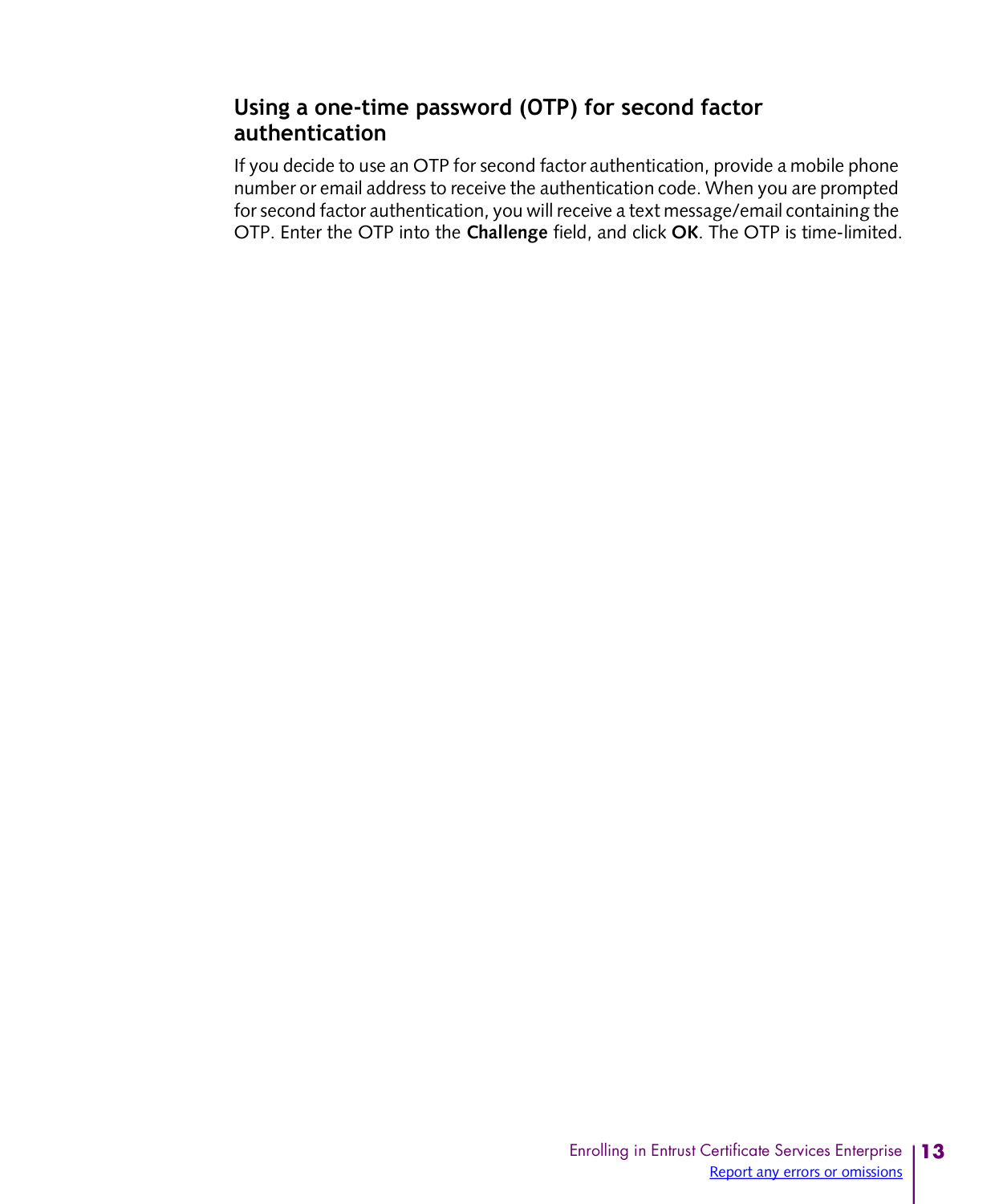## Using a one-time password (OTP) for second factor authentication

If you decide to use an OTP for second factor authentication, provide a mobile phone number or email address to receive the authentication code. When you are prompted for second factor authentication, you will receive a text message/email containing the OTP. Enter the OTP into the **Challenge** field, and click **OK**. The OTP is time-limited.